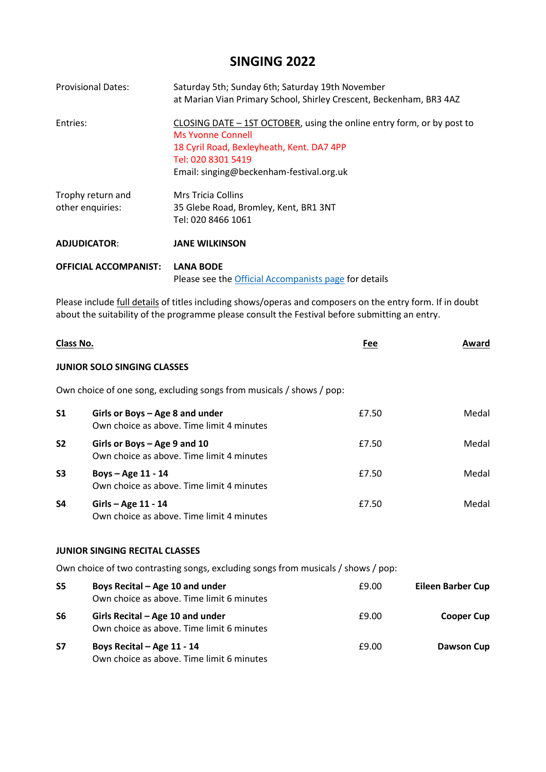# SINGING 2022

| | |
|---|---|
| Provisional Dates: | Saturday 5th; Sunday 6th; Saturday 19th November<br>at Marian Vian Primary School, Shirley Crescent, Beckenham, BR3 4AZ |
| Entries: | CLOSING DATE – 1ST OCTOBER, using the online entry form, or by post to<br>Ms Yvonne Connell<br>18 Cyril Road, Bexleyheath, Kent. DA7 4PP<br>Tel: 020 8301 5419<br>Email: singing@beckenham-festival.org.uk |
| Trophy return and other enquiries: | Mrs Tricia Collins<br>35 Glebe Road, Bromley, Kent, BR1 3NT<br>Tel: 020 8466 1061 |
| **ADJUDICATOR**: | **JANE WILKINSON** |
| **OFFICIAL ACCOMPANIST:** | **LANA BODE**<br>Please see the Official Accompanists page for details |

Please include full details of titles including shows/operas and composers on the entry form. If in doubt about the suitability of the programme please consult the Festival before submitting an entry.

| Class No. | | Fee | Award |
|---|---|---|---|
| **JUNIOR SOLO SINGING CLASSES** | | | |
| Own choice of one song, excluding songs from musicals / shows / pop: | | | |
| **S1** | **Girls or Boys – Age 8 and under**<br>Own choice as above. Time limit 4 minutes | £7.50 | Medal |
| **S2** | **Girls or Boys – Age 9 and 10**<br>Own choice as above. Time limit 4 minutes | £7.50 | Medal |
| **S3** | **Boys – Age 11 - 14**<br>Own choice as above. Time limit 4 minutes | £7.50 | Medal |
| **S4** | **Girls – Age 11 - 14**<br>Own choice as above. Time limit 4 minutes | £7.50 | Medal |
| **JUNIOR SINGING RECITAL CLASSES** | | | |
| Own choice of two contrasting songs, excluding songs from musicals / shows / pop: | | | |
| **S5** | **Boys Recital – Age 10 and under**<br>Own choice as above. Time limit 6 minutes | £9.00 | **Eileen Barber Cup** |
| **S6** | **Girls Recital – Age 10 and under**<br>Own choice as above. Time limit 6 minutes | £9.00 | **Cooper Cup** |
| **S7** | **Boys Recital – Age 11 - 14**<br>Own choice as above. Time limit 6 minutes | £9.00 | **Dawson Cup** |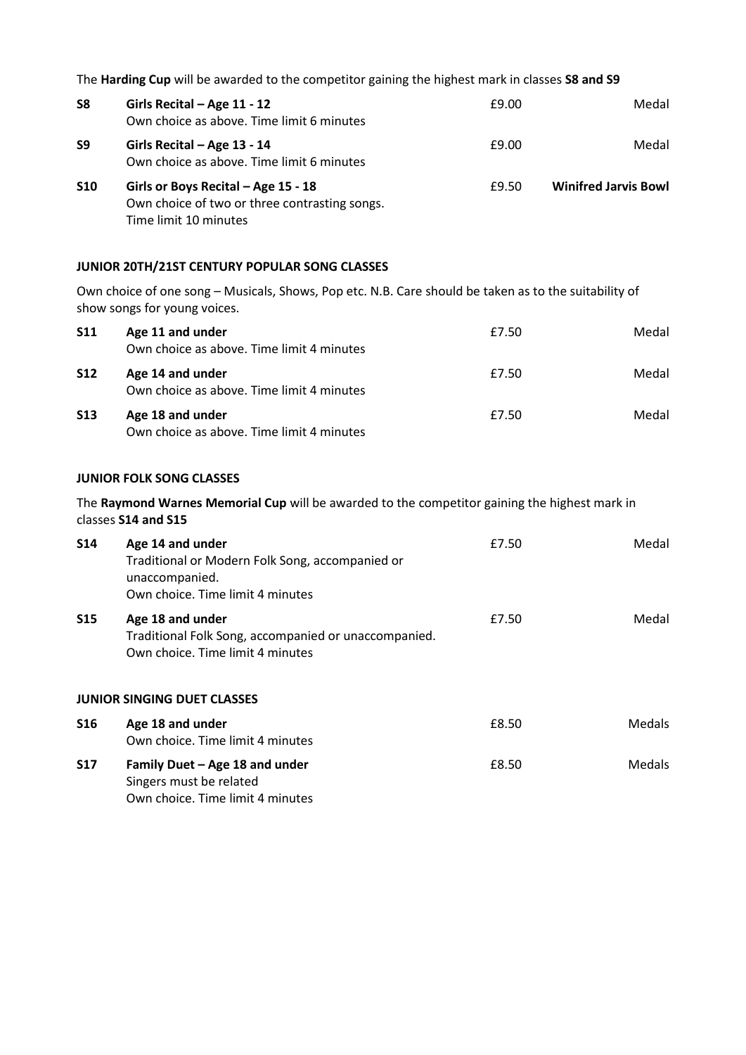The **Harding Cup** will be awarded to the competitor gaining the highest mark in classes **S8 and S9**

| | | | |
|---|---|---|---|
| **S8** | **Girls Recital – Age 11 - 12**<br>Own choice as above. Time limit 6 minutes | £9.00 | Medal |
| **S9** | **Girls Recital – Age 13 - 14**<br>Own choice as above. Time limit 6 minutes | £9.00 | Medal |
| **S10** | **Girls or Boys Recital – Age 15 - 18**<br>Own choice of two or three contrasting songs.<br>Time limit 10 minutes | £9.50 | **Winifred Jarvis Bowl** |

**JUNIOR 20TH/21ST CENTURY POPULAR SONG CLASSES**

Own choice of one song – Musicals, Shows, Pop etc. N.B. Care should be taken as to the suitability of show songs for young voices.

| | | | |
|---|---|---|---|
| **S11** | **Age 11 and under**<br>Own choice as above. Time limit 4 minutes | £7.50 | Medal |
| **S12** | **Age 14 and under**<br>Own choice as above. Time limit 4 minutes | £7.50 | Medal |
| **S13** | **Age 18 and under**<br>Own choice as above. Time limit 4 minutes | £7.50 | Medal |

**JUNIOR FOLK SONG CLASSES**

The **Raymond Warnes Memorial Cup** will be awarded to the competitor gaining the highest mark in classes **S14 and S15**

| | | | |
|---|---|---|---|
| **S14** | **Age 14 and under**<br>Traditional or Modern Folk Song, accompanied or unaccompanied.<br>Own choice. Time limit 4 minutes | £7.50 | Medal |
| **S15** | **Age 18 and under**<br>Traditional Folk Song, accompanied or unaccompanied.<br>Own choice. Time limit 4 minutes | £7.50 | Medal |

**JUNIOR SINGING DUET CLASSES**

| | | | |
|---|---|---|---|
| **S16** | **Age 18 and under**<br>Own choice. Time limit 4 minutes | £8.50 | Medals |
| **S17** | **Family Duet – Age 18 and under**<br>Singers must be related<br>Own choice. Time limit 4 minutes | £8.50 | Medals |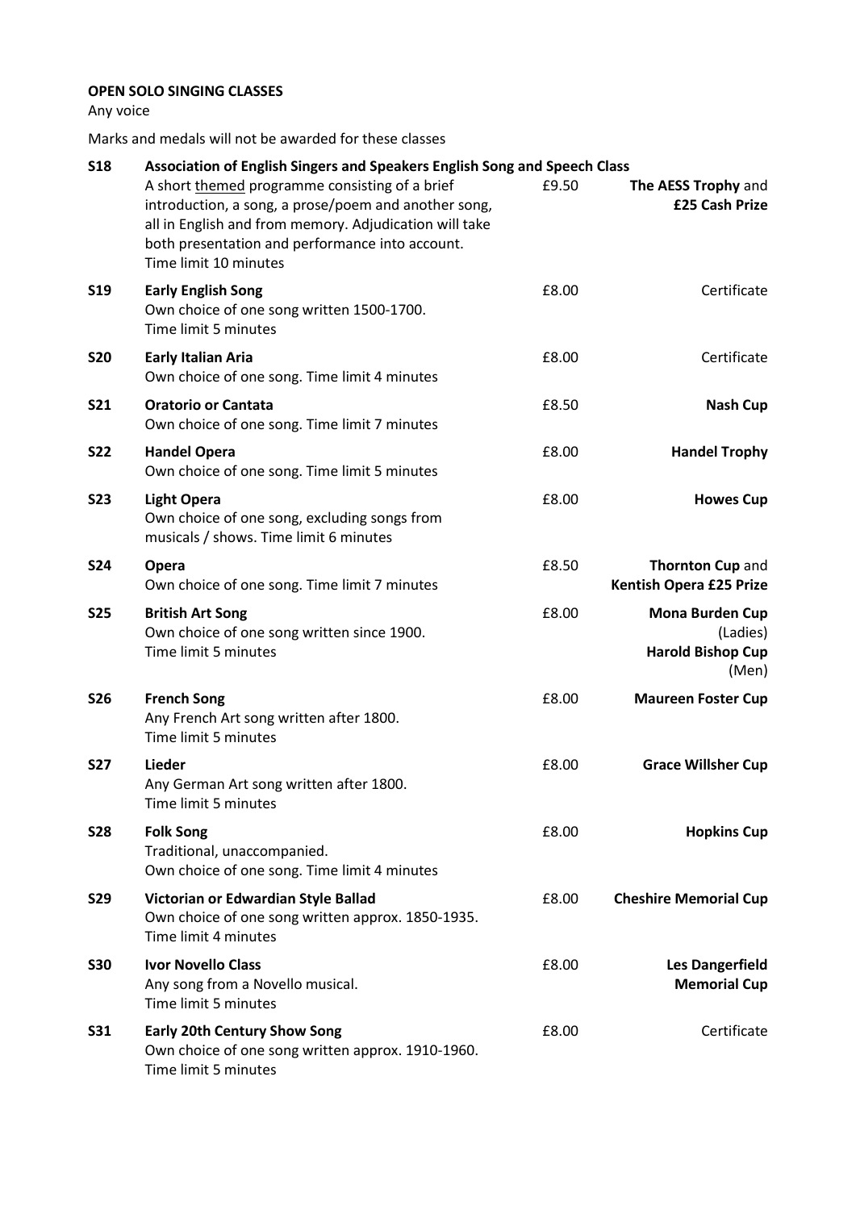**OPEN SOLO SINGING CLASSES**

Any voice

Marks and medals will not be awarded for these classes

| Class | Description | Fee | Award |
|---|---|---|---|
| **S18** | **Association of English Singers and Speakers English Song and Speech Class**<br>A short <u>themed</u> programme consisting of a brief introduction, a song, a prose/poem and another song, all in English and from memory. Adjudication will take both presentation and performance into account.<br>Time limit 10 minutes | £9.50 | **The AESS Trophy** and **£25 Cash Prize** |
| **S19** | **Early English Song**<br>Own choice of one song written 1500-1700.<br>Time limit 5 minutes | £8.00 | Certificate |
| **S20** | **Early Italian Aria**<br>Own choice of one song. Time limit 4 minutes | £8.00 | Certificate |
| **S21** | **Oratorio or Cantata**<br>Own choice of one song. Time limit 7 minutes | £8.50 | **Nash Cup** |
| **S22** | **Handel Opera**<br>Own choice of one song. Time limit 5 minutes | £8.00 | **Handel Trophy** |
| **S23** | **Light Opera**<br>Own choice of one song, excluding songs from musicals / shows. Time limit 6 minutes | £8.00 | **Howes Cup** |
| **S24** | **Opera**<br>Own choice of one song. Time limit 7 minutes | £8.50 | **Thornton Cup** and **Kentish Opera £25 Prize** |
| **S25** | **British Art Song**<br>Own choice of one song written since 1900.<br>Time limit 5 minutes | £8.00 | **Mona Burden Cup** (Ladies)<br>**Harold Bishop Cup** (Men) |
| **S26** | **French Song**<br>Any French Art song written after 1800.<br>Time limit 5 minutes | £8.00 | **Maureen Foster Cup** |
| **S27** | **Lieder**<br>Any German Art song written after 1800.<br>Time limit 5 minutes | £8.00 | **Grace Willsher Cup** |
| **S28** | **Folk Song**<br>Traditional, unaccompanied.<br>Own choice of one song. Time limit 4 minutes | £8.00 | **Hopkins Cup** |
| **S29** | **Victorian or Edwardian Style Ballad**<br>Own choice of one song written approx. 1850-1935.<br>Time limit 4 minutes | £8.00 | **Cheshire Memorial Cup** |
| **S30** | **Ivor Novello Class**<br>Any song from a Novello musical.<br>Time limit 5 minutes | £8.00 | **Les Dangerfield Memorial Cup** |
| **S31** | **Early 20th Century Show Song**<br>Own choice of one song written approx. 1910-1960.<br>Time limit 5 minutes | £8.00 | Certificate |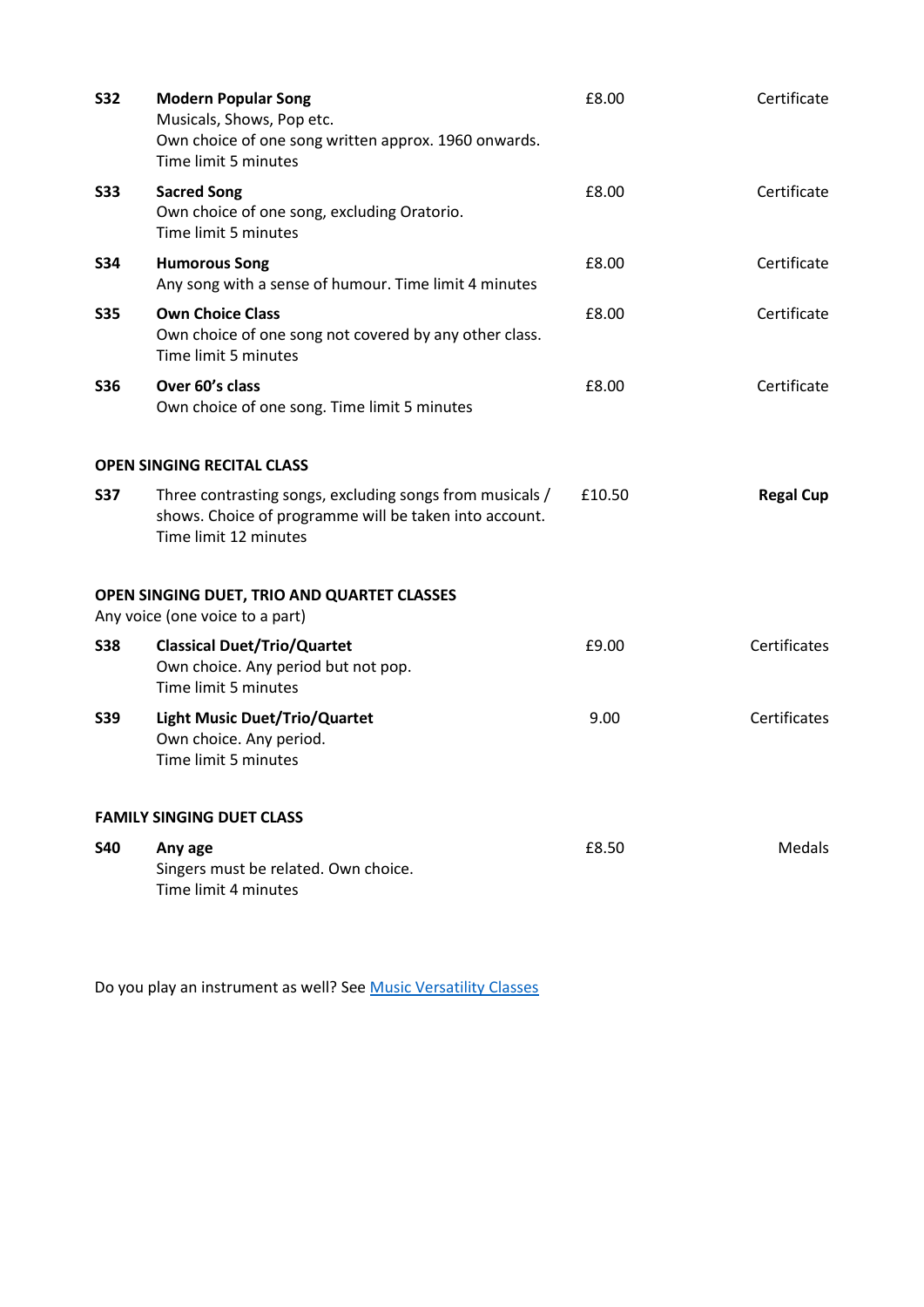| | | | |
|---|---|---|---|
| **S32** | **Modern Popular Song**<br>Musicals, Shows, Pop etc.<br>Own choice of one song written approx. 1960 onwards.<br>Time limit 5 minutes | £8.00 | Certificate |
| **S33** | **Sacred Song**<br>Own choice of one song, excluding Oratorio.<br>Time limit 5 minutes | £8.00 | Certificate |
| **S34** | **Humorous Song**<br>Any song with a sense of humour. Time limit 4 minutes | £8.00 | Certificate |
| **S35** | **Own Choice Class**<br>Own choice of one song not covered by any other class.<br>Time limit 5 minutes | £8.00 | Certificate |
| **S36** | **Over 60's class**<br>Own choice of one song. Time limit 5 minutes | £8.00 | Certificate |

**OPEN SINGING RECITAL CLASS**

| | | | |
|---|---|---|---|
| **S37** | Three contrasting songs, excluding songs from musicals / shows. Choice of programme will be taken into account.<br>Time limit 12 minutes | £10.50 | **Regal Cup** |

**OPEN SINGING DUET, TRIO AND QUARTET CLASSES**

Any voice (one voice to a part)

| | | | |
|---|---|---|---|
| **S38** | **Classical Duet/Trio/Quartet**<br>Own choice. Any period but not pop.<br>Time limit 5 minutes | £9.00 | Certificates |
| **S39** | **Light Music Duet/Trio/Quartet**<br>Own choice. Any period.<br>Time limit 5 minutes | 9.00 | Certificates |

**FAMILY SINGING DUET CLASS**

| | | | |
|---|---|---|---|
| **S40** | **Any age**<br>Singers must be related. Own choice.<br>Time limit 4 minutes | £8.50 | Medals |

Do you play an instrument as well? See Music Versatility Classes